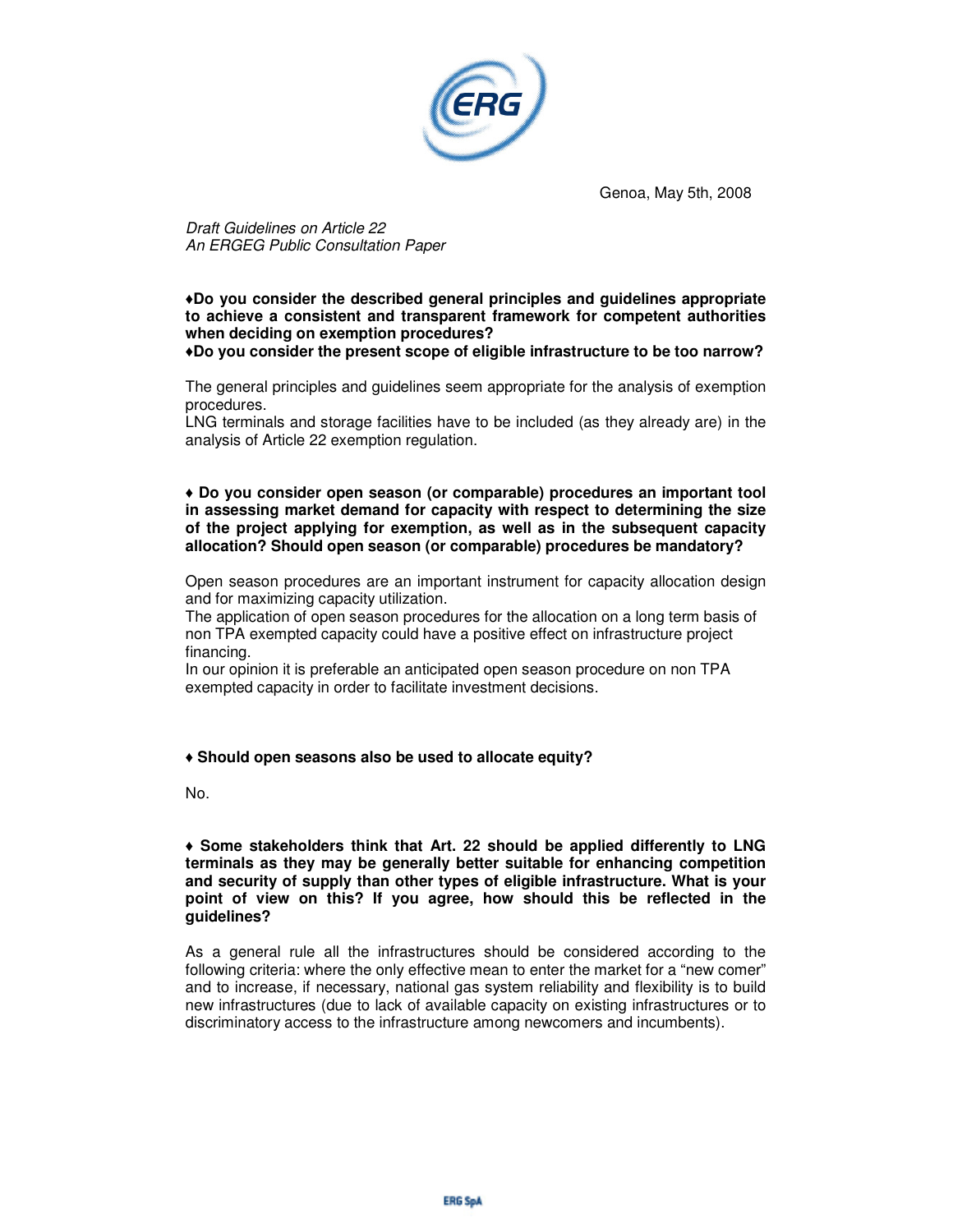Genoa, May 5th, 2008

*Draft Guidelines on Article 22*
*An ERGEG Public Consultation Paper*

**♦Do you consider the described general principles and guidelines appropriate to achieve a consistent and transparent framework for competent authorities when deciding on exemption procedures?**
**♦Do you consider the present scope of eligible infrastructure to be too narrow?**

The general principles and guidelines seem appropriate for the analysis of exemption procedures.
LNG terminals and storage facilities have to be included (as they already are) in the analysis of Article 22 exemption regulation.

**♦ Do you consider open season (or comparable) procedures an important tool in assessing market demand for capacity with respect to determining the size of the project applying for exemption, as well as in the subsequent capacity allocation? Should open season (or comparable) procedures be mandatory?**

Open season procedures are an important instrument for capacity allocation design and for maximizing capacity utilization.
The application of open season procedures for the allocation on a long term basis of non TPA exempted capacity could have a positive effect on infrastructure project financing.
In our opinion it is preferable an anticipated open season procedure on non TPA exempted capacity in order to facilitate investment decisions.

**♦ Should open seasons also be used to allocate equity?**

No.

**♦ Some stakeholders think that Art. 22 should be applied differently to LNG terminals as they may be generally better suitable for enhancing competition and security of supply than other types of eligible infrastructure. What is your point of view on this? If you agree, how should this be reflected in the guidelines?**

As a general rule all the infrastructures should be considered according to the following criteria: where the only effective mean to enter the market for a "new comer" and to increase, if necessary, national gas system reliability and flexibility is to build new infrastructures (due to lack of available capacity on existing infrastructures or to discriminatory access to the infrastructure among newcomers and incumbents).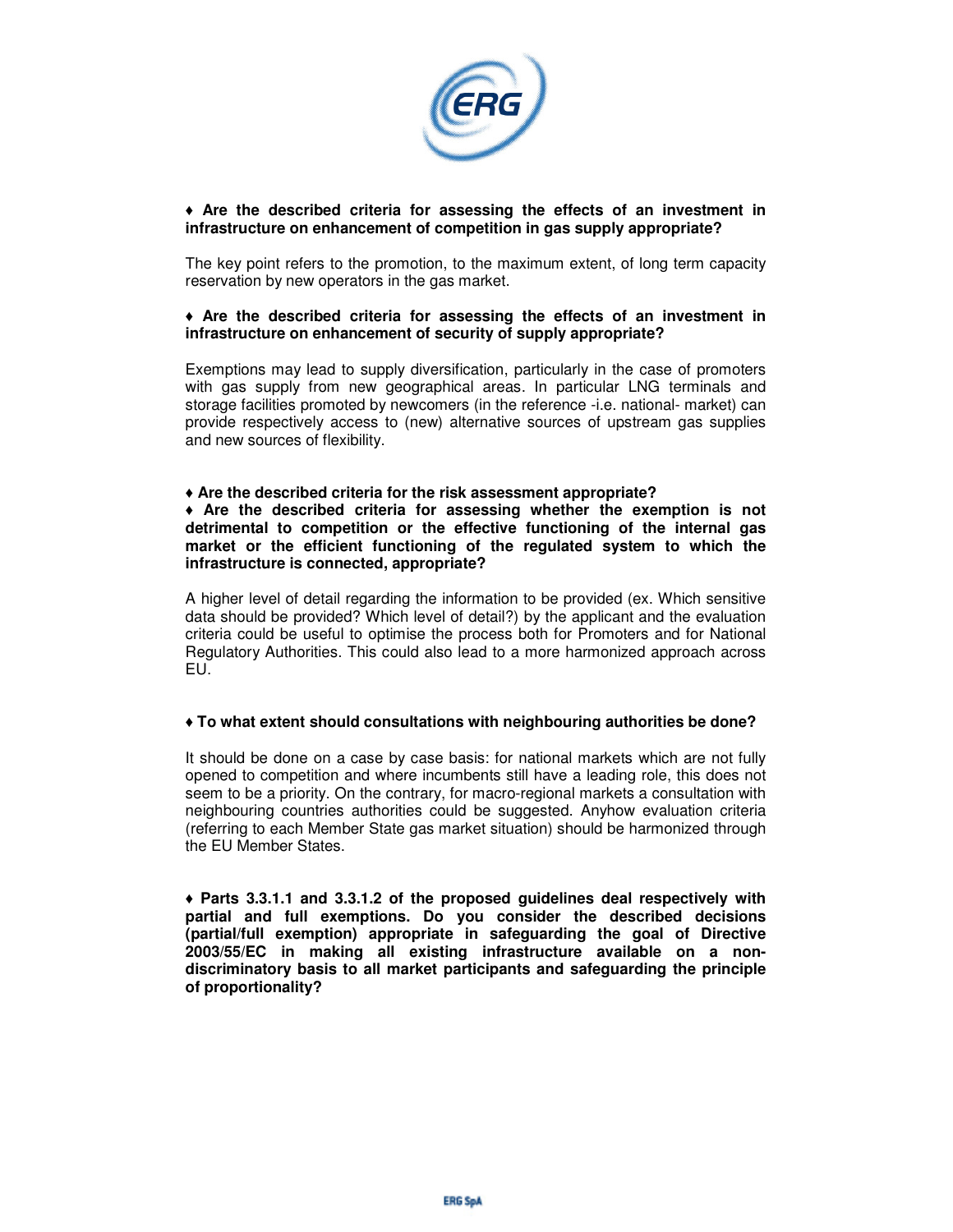**♦ Are the described criteria for assessing the effects of an investment in infrastructure on enhancement of competition in gas supply appropriate?**

The key point refers to the promotion, to the maximum extent, of long term capacity reservation by new operators in the gas market.

**♦ Are the described criteria for assessing the effects of an investment in infrastructure on enhancement of security of supply appropriate?**

Exemptions may lead to supply diversification, particularly in the case of promoters with gas supply from new geographical areas. In particular LNG terminals and storage facilities promoted by newcomers (in the reference -i.e. national- market) can provide respectively access to (new) alternative sources of upstream gas supplies and new sources of flexibility.

**♦ Are the described criteria for the risk assessment appropriate?**
**♦ Are the described criteria for assessing whether the exemption is not detrimental to competition or the effective functioning of the internal gas market or the efficient functioning of the regulated system to which the infrastructure is connected, appropriate?**

A higher level of detail regarding the information to be provided (ex. Which sensitive data should be provided? Which level of detail?) by the applicant and the evaluation criteria could be useful to optimise the process both for Promoters and for National Regulatory Authorities. This could also lead to a more harmonized approach across EU.

**♦ To what extent should consultations with neighbouring authorities be done?**

It should be done on a case by case basis: for national markets which are not fully opened to competition and where incumbents still have a leading role, this does not seem to be a priority. On the contrary, for macro-regional markets a consultation with neighbouring countries authorities could be suggested. Anyhow evaluation criteria (referring to each Member State gas market situation) should be harmonized through the EU Member States.

**♦ Parts 3.3.1.1 and 3.3.1.2 of the proposed guidelines deal respectively with partial and full exemptions. Do you consider the described decisions (partial/full exemption) appropriate in safeguarding the goal of Directive 2003/55/EC in making all existing infrastructure available on a non-discriminatory basis to all market participants and safeguarding the principle of proportionality?**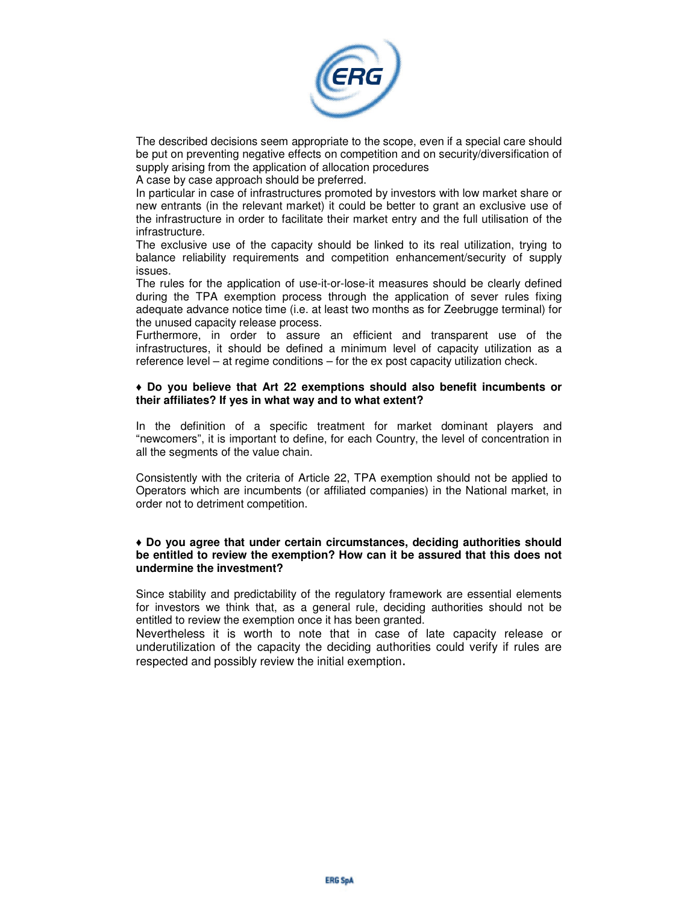The described decisions seem appropriate to the scope, even if a special care should be put on preventing negative effects on competition and on security/diversification of supply arising from the application of allocation procedures

A case by case approach should be preferred.

In particular in case of infrastructures promoted by investors with low market share or new entrants (in the relevant market) it could be better to grant an exclusive use of the infrastructure in order to facilitate their market entry and the full utilisation of the infrastructure.

The exclusive use of the capacity should be linked to its real utilization, trying to balance reliability requirements and competition enhancement/security of supply issues.

The rules for the application of use-it-or-lose-it measures should be clearly defined during the TPA exemption process through the application of sever rules fixing adequate advance notice time (i.e. at least two months as for Zeebrugge terminal) for the unused capacity release process.

Furthermore, in order to assure an efficient and transparent use of the infrastructures, it should be defined a minimum level of capacity utilization as a reference level – at regime conditions – for the ex post capacity utilization check.

**♦ Do you believe that Art 22 exemptions should also benefit incumbents or their affiliates? If yes in what way and to what extent?**

In the definition of a specific treatment for market dominant players and "newcomers", it is important to define, for each Country, the level of concentration in all the segments of the value chain.

Consistently with the criteria of Article 22, TPA exemption should not be applied to Operators which are incumbents (or affiliated companies) in the National market, in order not to detriment competition.

**♦ Do you agree that under certain circumstances, deciding authorities should be entitled to review the exemption? How can it be assured that this does not undermine the investment?**

Since stability and predictability of the regulatory framework are essential elements for investors we think that, as a general rule, deciding authorities should not be entitled to review the exemption once it has been granted.

Nevertheless it is worth to note that in case of late capacity release or underutilization of the capacity the deciding authorities could verify if rules are respected and possibly review the initial exemption.